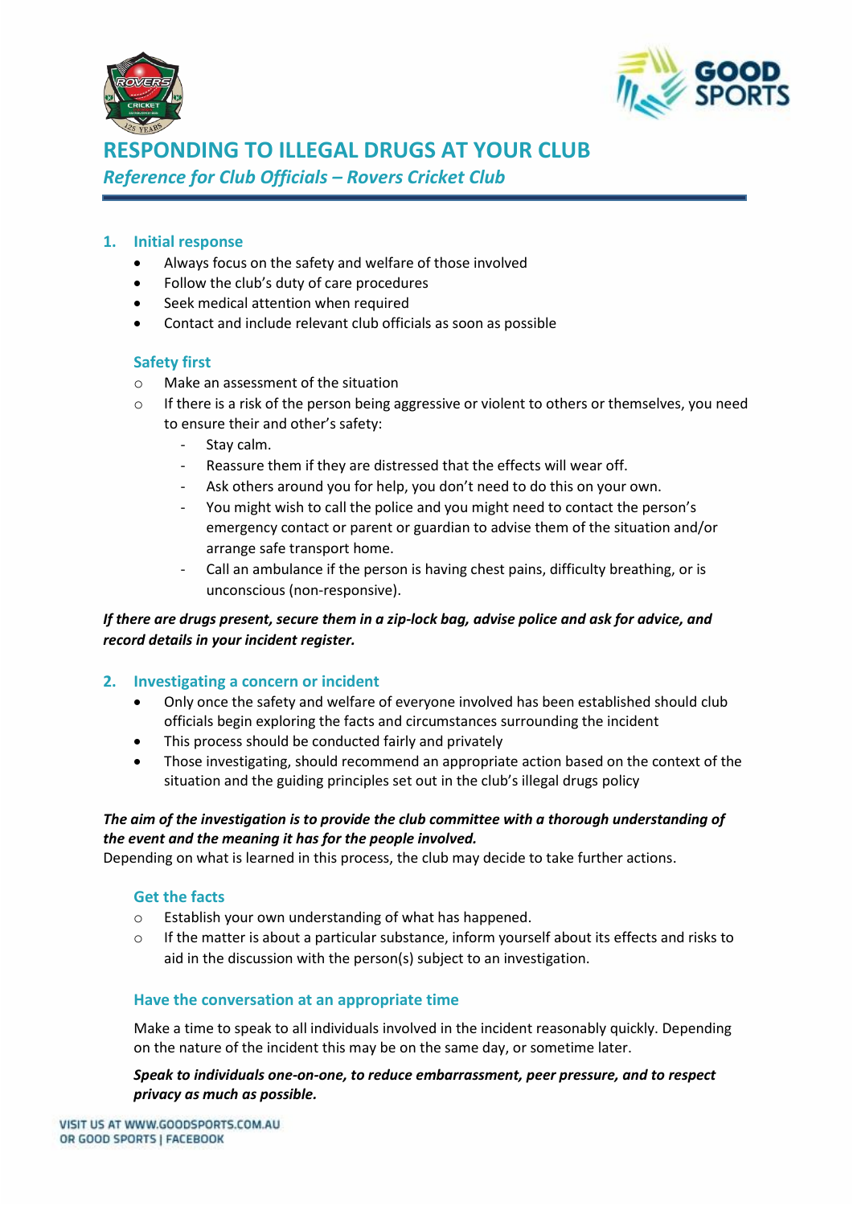# RESPONDING TO ILLEGAL DRUGS AT YOUR CLUB

*Reference for Club Officials – Rovers Cricket Club*

## 1. Initial response

- Always focus on the safety and welfare of those involved
- Follow the club's duty of care procedures
- Seek medical attention when required
- Contact and include relevant club officials as soon as possible

### Safety first

- Make an assessment of the situation
- If there is a risk of the person being aggressive or violent to others or themselves, you need to ensure their and other's safety:
  - Stay calm.
  - Reassure them if they are distressed that the effects will wear off.
  - Ask others around you for help, you don't need to do this on your own.
  - You might wish to call the police and you might need to contact the person's emergency contact or parent or guardian to advise them of the situation and/or arrange safe transport home.
  - Call an ambulance if the person is having chest pains, difficulty breathing, or is unconscious (non-responsive).

***If there are drugs present, secure them in a zip-lock bag, advise police and ask for advice, and record details in your incident register.***

## 2. Investigating a concern or incident

- Only once the safety and welfare of everyone involved has been established should club officials begin exploring the facts and circumstances surrounding the incident
- This process should be conducted fairly and privately
- Those investigating, should recommend an appropriate action based on the context of the situation and the guiding principles set out in the club's illegal drugs policy

***The aim of the investigation is to provide the club committee with a thorough understanding of the event and the meaning it has for the people involved.***

Depending on what is learned in this process, the club may decide to take further actions.

### Get the facts

- Establish your own understanding of what has happened.
- If the matter is about a particular substance, inform yourself about its effects and risks to aid in the discussion with the person(s) subject to an investigation.

### Have the conversation at an appropriate time

Make a time to speak to all individuals involved in the incident reasonably quickly. Depending on the nature of the incident this may be on the same day, or sometime later.

***Speak to individuals one-on-one, to reduce embarrassment, peer pressure, and to respect privacy as much as possible.***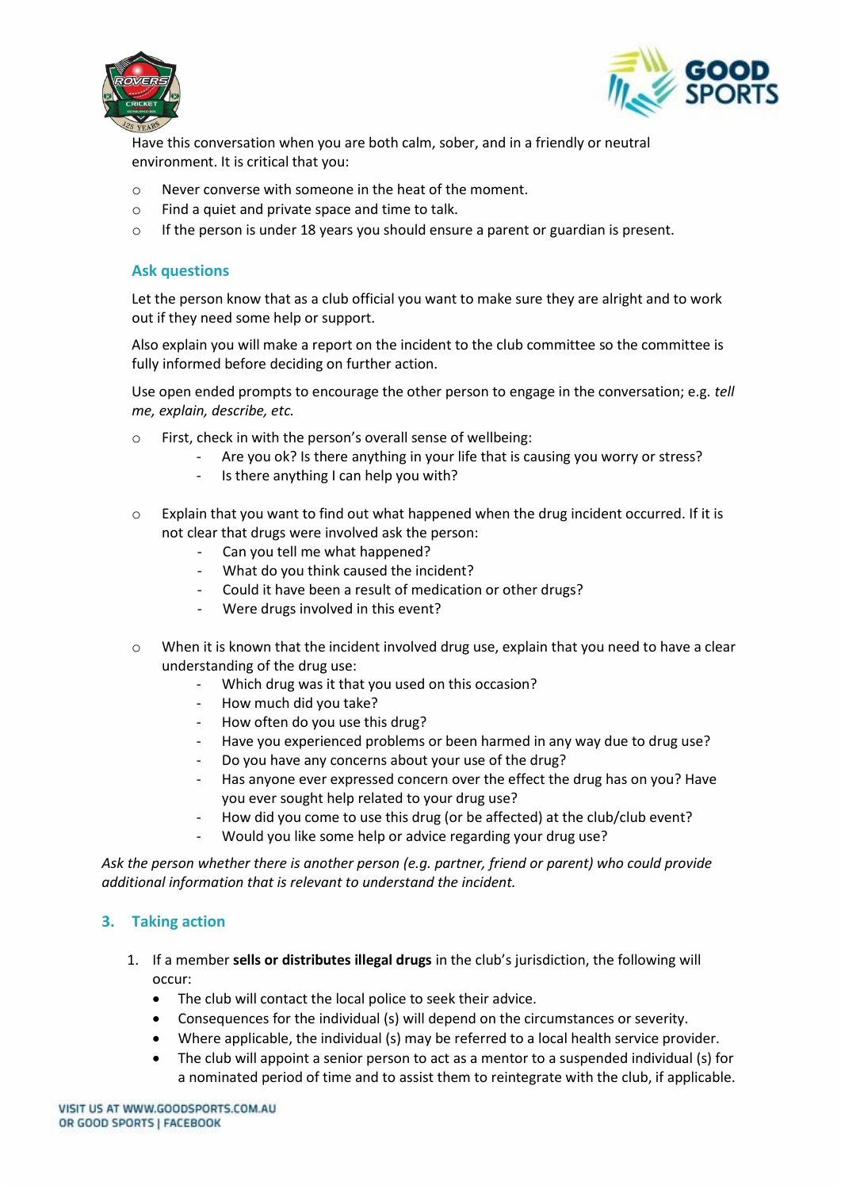Have this conversation when you are both calm, sober, and in a friendly or neutral environment. It is critical that you:

- Never converse with someone in the heat of the moment.
- Find a quiet and private space and time to talk.
- If the person is under 18 years you should ensure a parent or guardian is present.

### Ask questions

Let the person know that as a club official you want to make sure they are alright and to work out if they need some help or support.

Also explain you will make a report on the incident to the club committee so the committee is fully informed before deciding on further action.

Use open ended prompts to encourage the other person to engage in the conversation; e.g. *tell me, explain, describe, etc.*

- First, check in with the person's overall sense of wellbeing:
  - Are you ok? Is there anything in your life that is causing you worry or stress?
  - Is there anything I can help you with?

- Explain that you want to find out what happened when the drug incident occurred. If it is not clear that drugs were involved ask the person:
  - Can you tell me what happened?
  - What do you think caused the incident?
  - Could it have been a result of medication or other drugs?
  - Were drugs involved in this event?

- When it is known that the incident involved drug use, explain that you need to have a clear understanding of the drug use:
  - Which drug was it that you used on this occasion?
  - How much did you take?
  - How often do you use this drug?
  - Have you experienced problems or been harmed in any way due to drug use?
  - Do you have any concerns about your use of the drug?
  - Has anyone ever expressed concern over the effect the drug has on you? Have you ever sought help related to your drug use?
  - How did you come to use this drug (or be affected) at the club/club event?
  - Would you like some help or advice regarding your drug use?

*Ask the person whether there is another person (e.g. partner, friend or parent) who could provide additional information that is relevant to understand the incident.*

## 3. Taking action

1. If a member **sells or distributes illegal drugs** in the club's jurisdiction, the following will occur:
   - The club will contact the local police to seek their advice.
   - Consequences for the individual (s) will depend on the circumstances or severity.
   - Where applicable, the individual (s) may be referred to a local health service provider.
   - The club will appoint a senior person to act as a mentor to a suspended individual (s) for a nominated period of time and to assist them to reintegrate with the club, if applicable.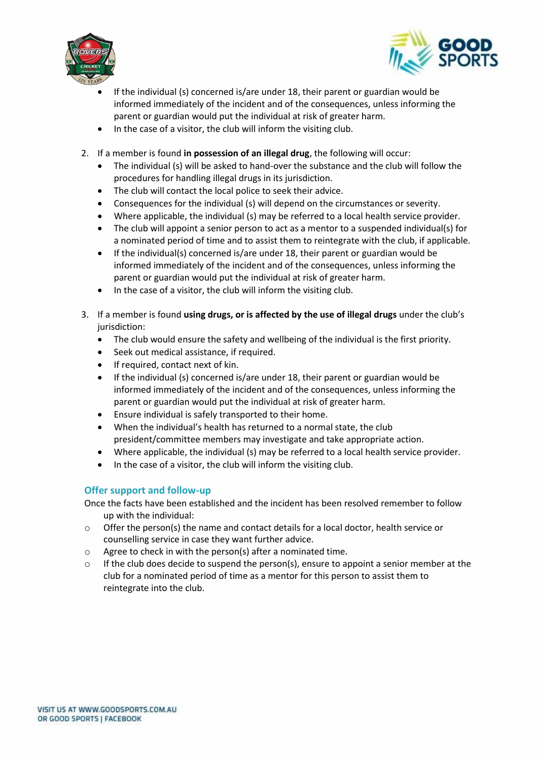- If the individual (s) concerned is/are under 18, their parent or guardian would be informed immediately of the incident and of the consequences, unless informing the parent or guardian would put the individual at risk of greater harm.
- In the case of a visitor, the club will inform the visiting club.

2. If a member is found **in possession of an illegal drug**, the following will occur:
   - The individual (s) will be asked to hand-over the substance and the club will follow the procedures for handling illegal drugs in its jurisdiction.
   - The club will contact the local police to seek their advice.
   - Consequences for the individual (s) will depend on the circumstances or severity.
   - Where applicable, the individual (s) may be referred to a local health service provider.
   - The club will appoint a senior person to act as a mentor to a suspended individual(s) for a nominated period of time and to assist them to reintegrate with the club, if applicable.
   - If the individual(s) concerned is/are under 18, their parent or guardian would be informed immediately of the incident and of the consequences, unless informing the parent or guardian would put the individual at risk of greater harm.
   - In the case of a visitor, the club will inform the visiting club.

3. If a member is found **using drugs, or is affected by the use of illegal drugs** under the club's jurisdiction:
   - The club would ensure the safety and wellbeing of the individual is the first priority.
   - Seek out medical assistance, if required.
   - If required, contact next of kin.
   - If the individual (s) concerned is/are under 18, their parent or guardian would be informed immediately of the incident and of the consequences, unless informing the parent or guardian would put the individual at risk of greater harm.
   - Ensure individual is safely transported to their home.
   - When the individual's health has returned to a normal state, the club president/committee members may investigate and take appropriate action.
   - Where applicable, the individual (s) may be referred to a local health service provider.
   - In the case of a visitor, the club will inform the visiting club.

### Offer support and follow-up

Once the facts have been established and the incident has been resolved remember to follow up with the individual:

- Offer the person(s) the name and contact details for a local doctor, health service or counselling service in case they want further advice.
- Agree to check in with the person(s) after a nominated time.
- If the club does decide to suspend the person(s), ensure to appoint a senior member at the club for a nominated period of time as a mentor for this person to assist them to reintegrate into the club.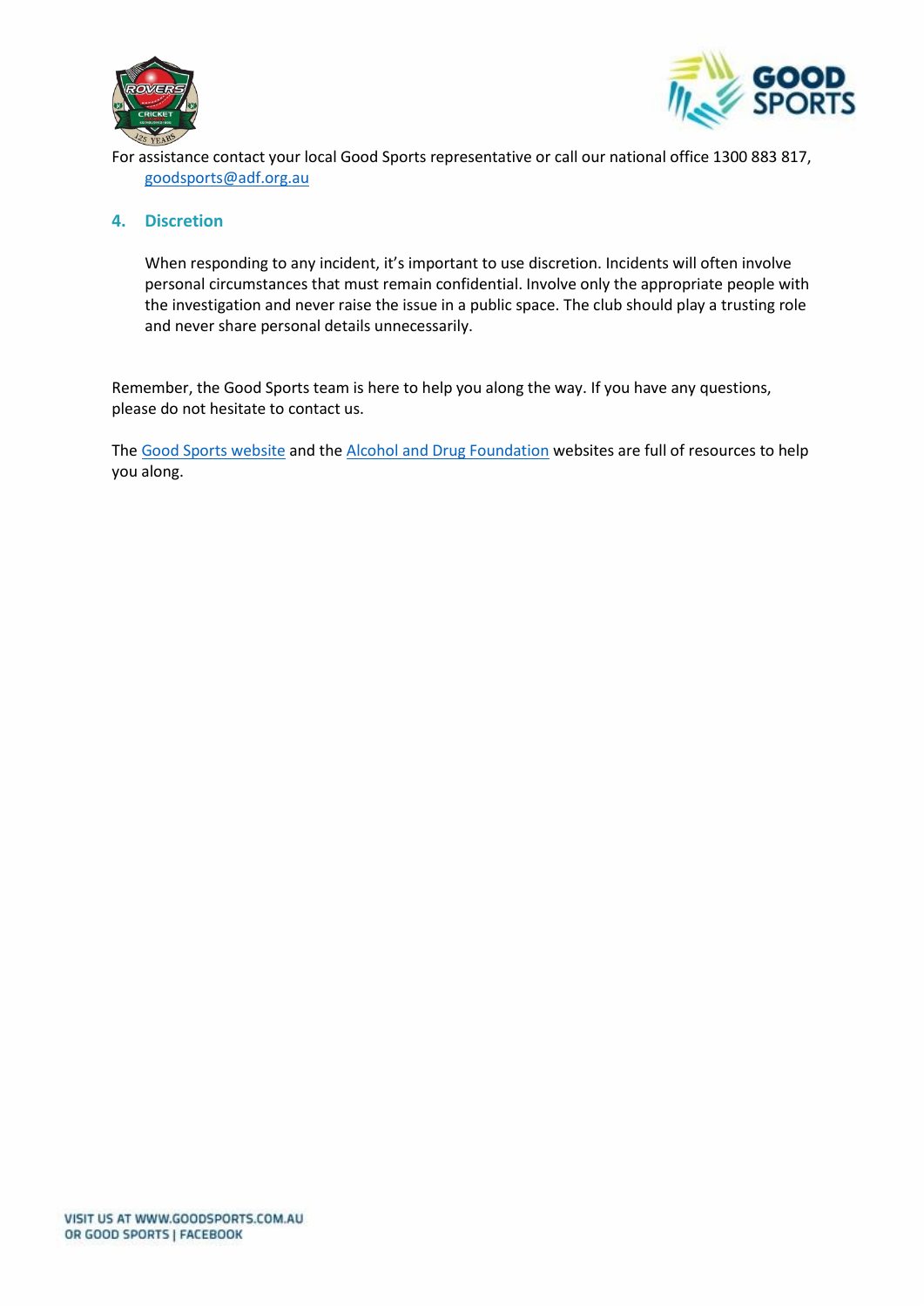For assistance contact your local Good Sports representative or call our national office 1300 883 817, goodsports@adf.org.au

## 4. Discretion

When responding to any incident, it's important to use discretion. Incidents will often involve personal circumstances that must remain confidential. Involve only the appropriate people with the investigation and never raise the issue in a public space. The club should play a trusting role and never share personal details unnecessarily.

Remember, the Good Sports team is here to help you along the way. If you have any questions, please do not hesitate to contact us.

The Good Sports website and the Alcohol and Drug Foundation websites are full of resources to help you along.